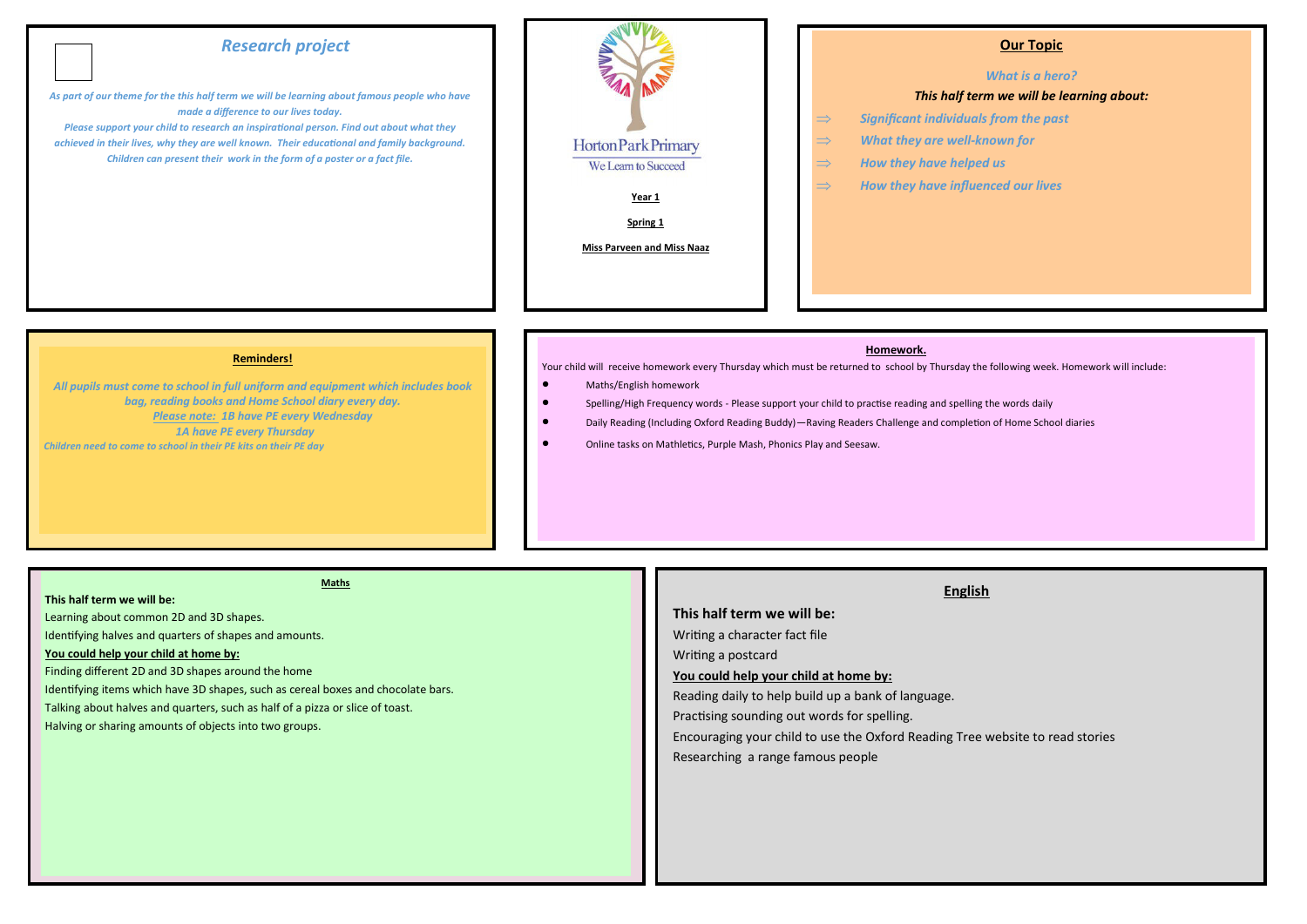## Research project

*As part of our theme for the this half term we will be learning about famous people who have made a difference to our lives today.*
*Please support your child to research an inspirational person. Find out about what they achieved in their lives, why they are well known. Their educational and family background.*
*Children can present their work in the form of a poster or a fact file.*

# Horton Park Primary

We Learn to Succeed

**Year 1**

**Spring 1**

**Miss Parveen and Miss Naaz**

## Our Topic

*What is a hero?*

***This half term we will be learning about:***

- ***Significant individuals from the past***
- ***What they are well-known for***
- ***How they have helped us***
- ***How they have influenced our lives***

## Reminders!

*All pupils must come to school in full uniform and equipment which includes book bag, reading books and Home School diary every day.*
*Please note: 1B have PE every Wednesday*
*1A have PE every Thursday*
*Children need to come to school in their PE kits on their PE day*

## Homework.

Your child will receive homework every Thursday which must be returned to school by Thursday the following week. Homework will include:

- Maths/English homework
- Spelling/High Frequency words - Please support your child to practise reading and spelling the words daily
- Daily Reading (Including Oxford Reading Buddy)—Raving Readers Challenge and completion of Home School diaries
- Online tasks on Mathletics, Purple Mash, Phonics Play and Seesaw.

## Maths

**This half term we will be:**

Learning about common 2D and 3D shapes.

Identifying halves and quarters of shapes and amounts.

**You could help your child at home by:**

Finding different 2D and 3D shapes around the home

Identifying items which have 3D shapes, such as cereal boxes and chocolate bars.

Talking about halves and quarters, such as half of a pizza or slice of toast.

Halving or sharing amounts of objects into two groups.

## English

**This half term we will be:**

Writing a character fact file

Writing a postcard

**You could help your child at home by:**

Reading daily to help build up a bank of language.

Practising sounding out words for spelling.

Encouraging your child to use the Oxford Reading Tree website to read stories

Researching a range famous people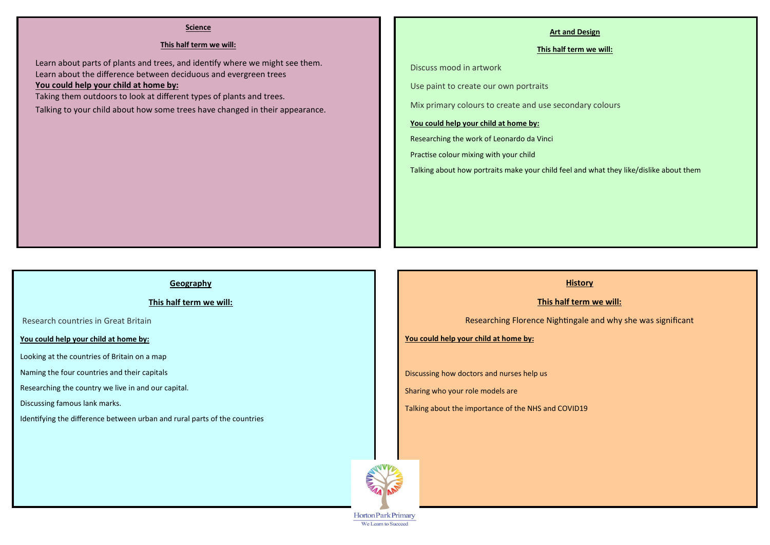## Science

**This half term we will:**

Learn about parts of plants and trees, and identify where we might see them.
Learn about the difference between deciduous and evergreen trees

**You could help your child at home by:**

Taking them outdoors to look at different types of plants and trees.

Talking to your child about how some trees have changed in their appearance.

## Art and Design

**This half term we will:**

Discuss mood in artwork

Use paint to create our own portraits

Mix primary colours to create and use secondary colours

**You could help your child at home by:**

Researching the work of Leonardo da Vinci

Practise colour mixing with your child

Talking about how portraits make your child feel and what they like/dislike about them

## Geography

**This half term we will:**

Research countries in Great Britain

**You could help your child at home by:**

Looking at the countries of Britain on a map

Naming the four countries and their capitals

Researching the country we live in and our capital.

Discussing famous lank marks.

Identifying the difference between urban and rural parts of the countries

## History

**This half term we will:**

Researching Florence Nightingale and why she was significant

**You could help your child at home by:**

Discussing how doctors and nurses help us

Sharing who your role models are

Talking about the importance of the NHS and COVID19

Horton Park Primary
We Learn to Succeed